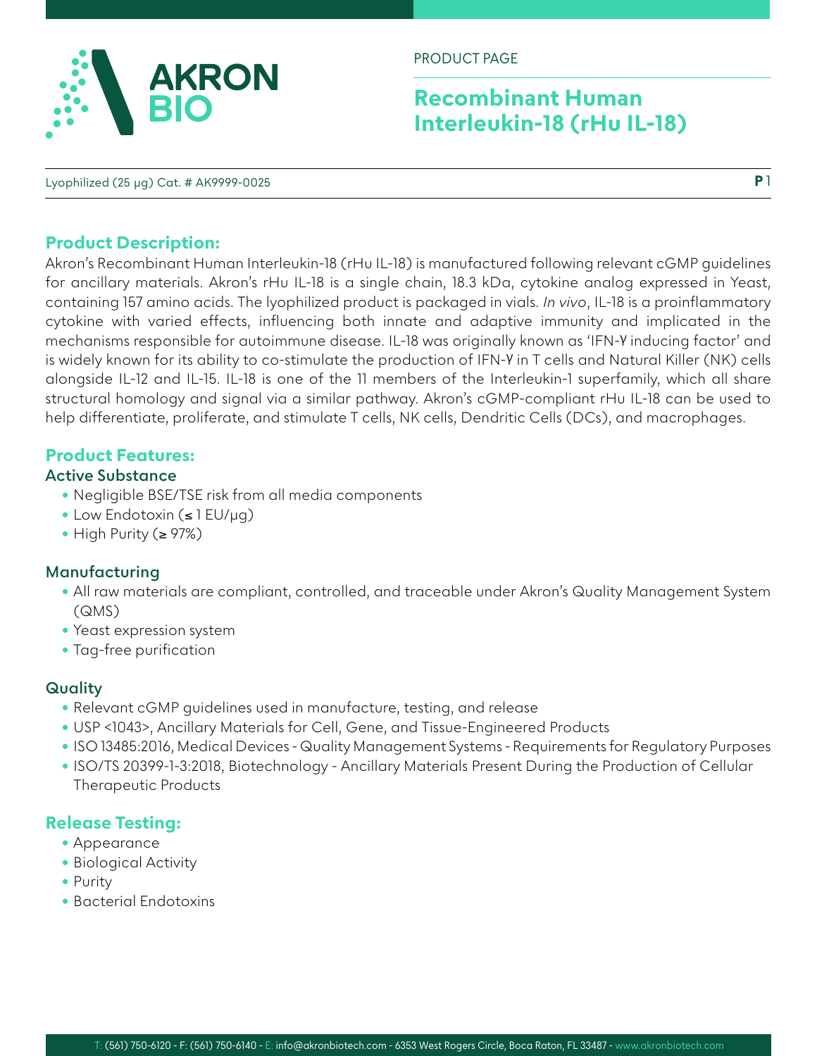PRODUCT PAGE

# Recombinant Human Interleukin-18 (rHu IL-18)

Lyophilized (25 µg) Cat. # AK9999-0025

## Product Description:

Akron's Recombinant Human Interleukin-18 (rHu IL-18) is manufactured following relevant cGMP guidelines for ancillary materials. Akron's rHu IL-18 is a single chain, 18.3 kDa, cytokine analog expressed in Yeast, containing 157 amino acids. The lyophilized product is packaged in vials. *In vivo*, IL-18 is a proinflammatory cytokine with varied effects, influencing both innate and adaptive immunity and implicated in the mechanisms responsible for autoimmune disease. IL-18 was originally known as 'IFN-γ inducing factor' and is widely known for its ability to co-stimulate the production of IFN-γ in T cells and Natural Killer (NK) cells alongside IL-12 and IL-15. IL-18 is one of the 11 members of the Interleukin-1 superfamily, which all share structural homology and signal via a similar pathway. Akron's cGMP-compliant rHu IL-18 can be used to help differentiate, proliferate, and stimulate T cells, NK cells, Dendritic Cells (DCs), and macrophages.

## Product Features:

### Active Substance

- Negligible BSE/TSE risk from all media components
- Low Endotoxin (≤ 1 EU/µg)
- High Purity (≥ 97%)

### Manufacturing

- All raw materials are compliant, controlled, and traceable under Akron's Quality Management System (QMS)
- Yeast expression system
- Tag-free purification

### Quality

- Relevant cGMP guidelines used in manufacture, testing, and release
- USP <1043>, Ancillary Materials for Cell, Gene, and Tissue-Engineered Products
- ISO 13485:2016, Medical Devices - Quality Management Systems - Requirements for Regulatory Purposes
- ISO/TS 20399-1-3:2018, Biotechnology - Ancillary Materials Present During the Production of Cellular Therapeutic Products

## Release Testing:

- Appearance
- Biological Activity
- Purity
- Bacterial Endotoxins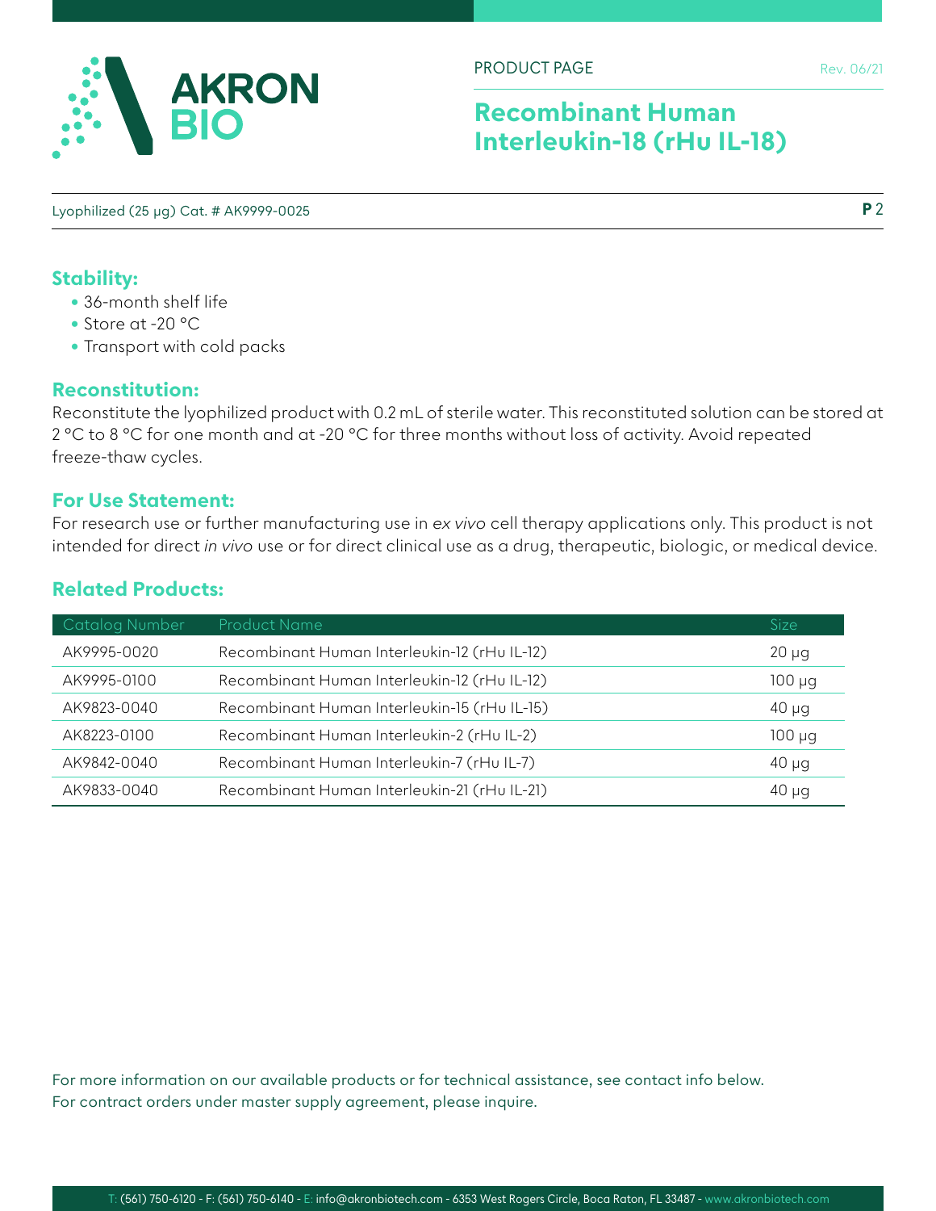## Stability:

- 36-month shelf life
- Store at -20 °C
- Transport with cold packs

## Reconstitution:

Reconstitute the lyophilized product with 0.2 mL of sterile water. This reconstituted solution can be stored at 2 °C to 8 °C for one month and at -20 °C for three months without loss of activity. Avoid repeated freeze-thaw cycles.

## For Use Statement:

For research use or further manufacturing use in *ex vivo* cell therapy applications only. This product is not intended for direct *in vivo* use or for direct clinical use as a drug, therapeutic, biologic, or medical device.

## Related Products:

| Catalog Number | Product Name | Size |
|---|---|---|
| AK9995-0020 | Recombinant Human Interleukin-12 (rHu IL-12) | 20 µg |
| AK9995-0100 | Recombinant Human Interleukin-12 (rHu IL-12) | 100 µg |
| AK9823-0040 | Recombinant Human Interleukin-15 (rHu IL-15) | 40 µg |
| AK8223-0100 | Recombinant Human Interleukin-2 (rHu IL-2) | 100 µg |
| AK9842-0040 | Recombinant Human Interleukin-7 (rHu IL-7) | 40 µg |
| AK9833-0040 | Recombinant Human Interleukin-21 (rHu IL-21) | 40 µg |

For more information on our available products or for technical assistance, see contact info below.
For contract orders under master supply agreement, please inquire.

T: (561) 750-6120 - F: (561) 750-6140 - E: info@akronbiotech.com - 6353 West Rogers Circle, Boca Raton, FL 33487 - www.akronbiotech.com